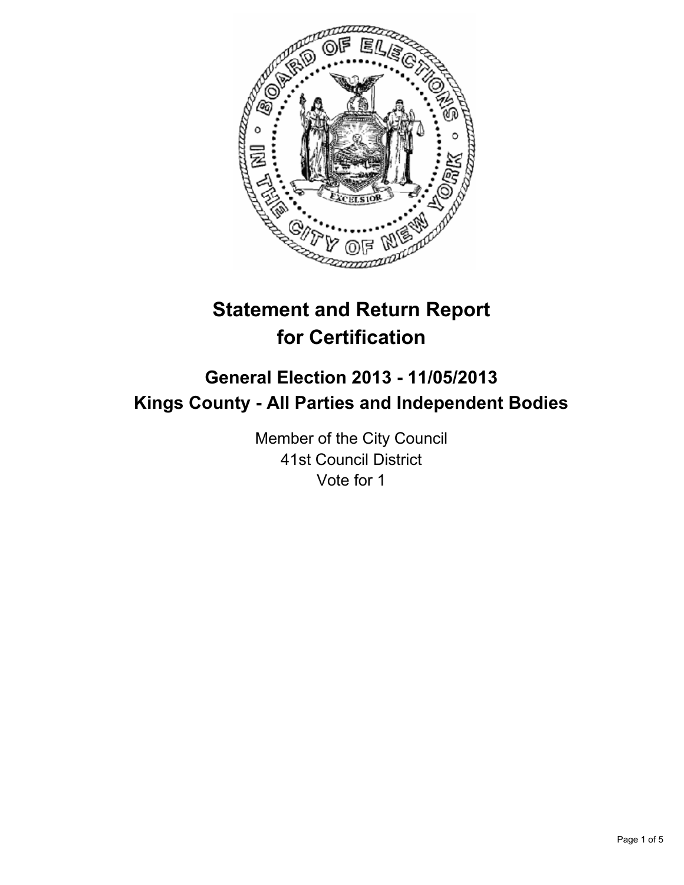# Statement and Return Report for Certification

## General Election 2013 - 11/05/2013
## Kings County - All Parties and Independent Bodies

Member of the City Council
41st Council District
Vote for 1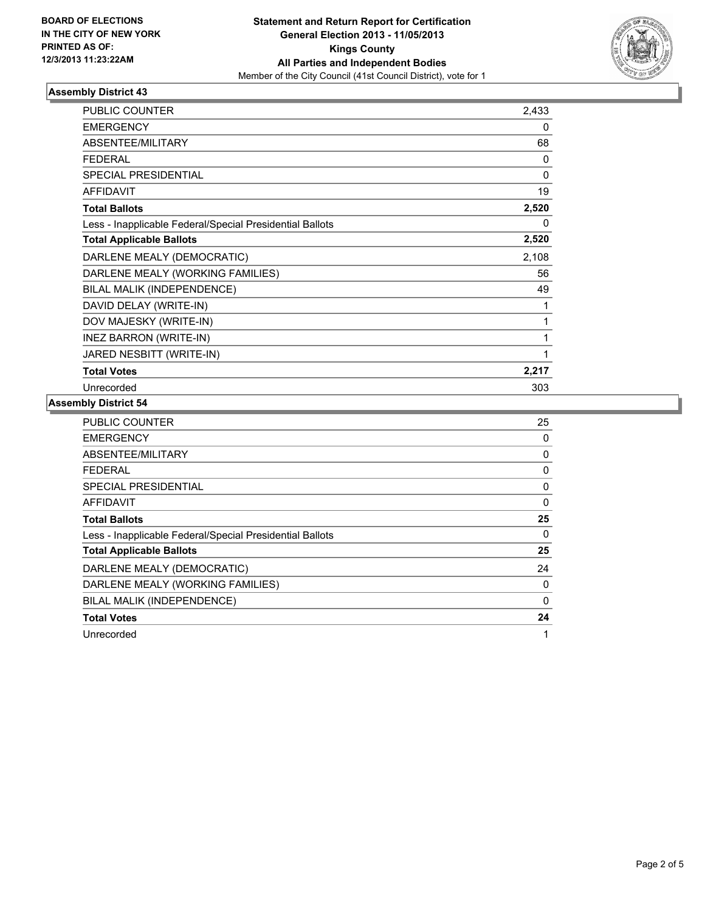**BOARD OF ELECTIONS IN THE CITY OF NEW YORK PRINTED AS OF: 12/3/2013 11:23:22AM**

**Statement and Return Report for Certification General Election 2013 - 11/05/2013 Kings County All Parties and Independent Bodies**

Member of the City Council (41st Council District), vote for 1

### Assembly District 43

| | |
|---|---|
| PUBLIC COUNTER | 2,433 |
| EMERGENCY | 0 |
| ABSENTEE/MILITARY | 68 |
| FEDERAL | 0 |
| SPECIAL PRESIDENTIAL | 0 |
| AFFIDAVIT | 19 |
| **Total Ballots** | **2,520** |
| Less - Inapplicable Federal/Special Presidential Ballots | 0 |
| **Total Applicable Ballots** | **2,520** |
| DARLENE MEALY (DEMOCRATIC) | 2,108 |
| DARLENE MEALY (WORKING FAMILIES) | 56 |
| BILAL MALIK (INDEPENDENCE) | 49 |
| DAVID DELAY (WRITE-IN) | 1 |
| DOV MAJESKY (WRITE-IN) | 1 |
| INEZ BARRON (WRITE-IN) | 1 |
| JARED NESBITT (WRITE-IN) | 1 |
| **Total Votes** | **2,217** |
| Unrecorded | 303 |

### Assembly District 54

| | |
|---|---|
| PUBLIC COUNTER | 25 |
| EMERGENCY | 0 |
| ABSENTEE/MILITARY | 0 |
| FEDERAL | 0 |
| SPECIAL PRESIDENTIAL | 0 |
| AFFIDAVIT | 0 |
| **Total Ballots** | **25** |
| Less - Inapplicable Federal/Special Presidential Ballots | 0 |
| **Total Applicable Ballots** | **25** |
| DARLENE MEALY (DEMOCRATIC) | 24 |
| DARLENE MEALY (WORKING FAMILIES) | 0 |
| BILAL MALIK (INDEPENDENCE) | 0 |
| **Total Votes** | **24** |
| Unrecorded | 1 |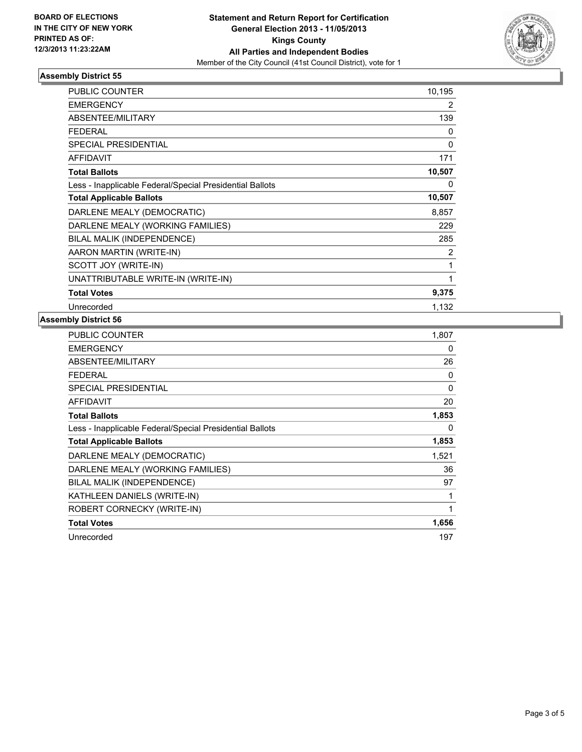**BOARD OF ELECTIONS IN THE CITY OF NEW YORK PRINTED AS OF: 12/3/2013 11:23:22AM**

**Statement and Return Report for Certification**
**General Election 2013 - 11/05/2013**
**Kings County**
**All Parties and Independent Bodies**
Member of the City Council (41st Council District), vote for 1

### Assembly District 55

| | |
|---|---|
| PUBLIC COUNTER | 10,195 |
| EMERGENCY | 2 |
| ABSENTEE/MILITARY | 139 |
| FEDERAL | 0 |
| SPECIAL PRESIDENTIAL | 0 |
| AFFIDAVIT | 171 |
| **Total Ballots** | **10,507** |
| Less - Inapplicable Federal/Special Presidential Ballots | 0 |
| **Total Applicable Ballots** | **10,507** |
| DARLENE MEALY (DEMOCRATIC) | 8,857 |
| DARLENE MEALY (WORKING FAMILIES) | 229 |
| BILAL MALIK (INDEPENDENCE) | 285 |
| AARON MARTIN (WRITE-IN) | 2 |
| SCOTT JOY (WRITE-IN) | 1 |
| UNATTRIBUTABLE WRITE-IN (WRITE-IN) | 1 |
| **Total Votes** | **9,375** |
| Unrecorded | 1,132 |

### Assembly District 56

| | |
|---|---|
| PUBLIC COUNTER | 1,807 |
| EMERGENCY | 0 |
| ABSENTEE/MILITARY | 26 |
| FEDERAL | 0 |
| SPECIAL PRESIDENTIAL | 0 |
| AFFIDAVIT | 20 |
| **Total Ballots** | **1,853** |
| Less - Inapplicable Federal/Special Presidential Ballots | 0 |
| **Total Applicable Ballots** | **1,853** |
| DARLENE MEALY (DEMOCRATIC) | 1,521 |
| DARLENE MEALY (WORKING FAMILIES) | 36 |
| BILAL MALIK (INDEPENDENCE) | 97 |
| KATHLEEN DANIELS (WRITE-IN) | 1 |
| ROBERT CORNECKY (WRITE-IN) | 1 |
| **Total Votes** | **1,656** |
| Unrecorded | 197 |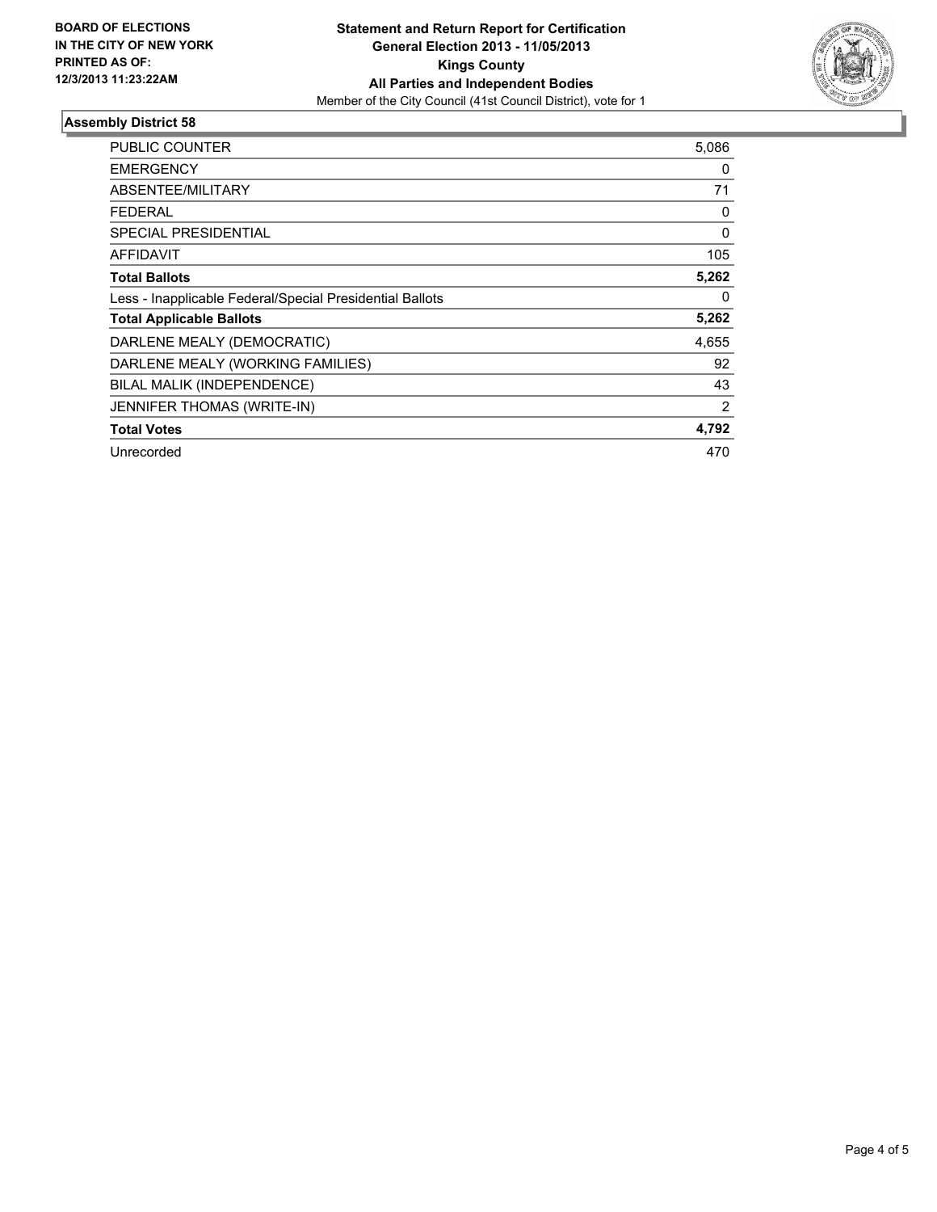**BOARD OF ELECTIONS IN THE CITY OF NEW YORK PRINTED AS OF: 12/3/2013 11:23:22AM**

# Statement and Return Report for Certification
## General Election 2013 - 11/05/2013
## Kings County
## All Parties and Independent Bodies

Member of the City Council (41st Council District), vote for 1

### Assembly District 58

| | |
|---|---|
| PUBLIC COUNTER | 5,086 |
| EMERGENCY | 0 |
| ABSENTEE/MILITARY | 71 |
| FEDERAL | 0 |
| SPECIAL PRESIDENTIAL | 0 |
| AFFIDAVIT | 105 |
| **Total Ballots** | **5,262** |
| Less - Inapplicable Federal/Special Presidential Ballots | 0 |
| **Total Applicable Ballots** | **5,262** |
| DARLENE MEALY (DEMOCRATIC) | 4,655 |
| DARLENE MEALY (WORKING FAMILIES) | 92 |
| BILAL MALIK (INDEPENDENCE) | 43 |
| JENNIFER THOMAS (WRITE-IN) | 2 |
| **Total Votes** | **4,792** |
| Unrecorded | 470 |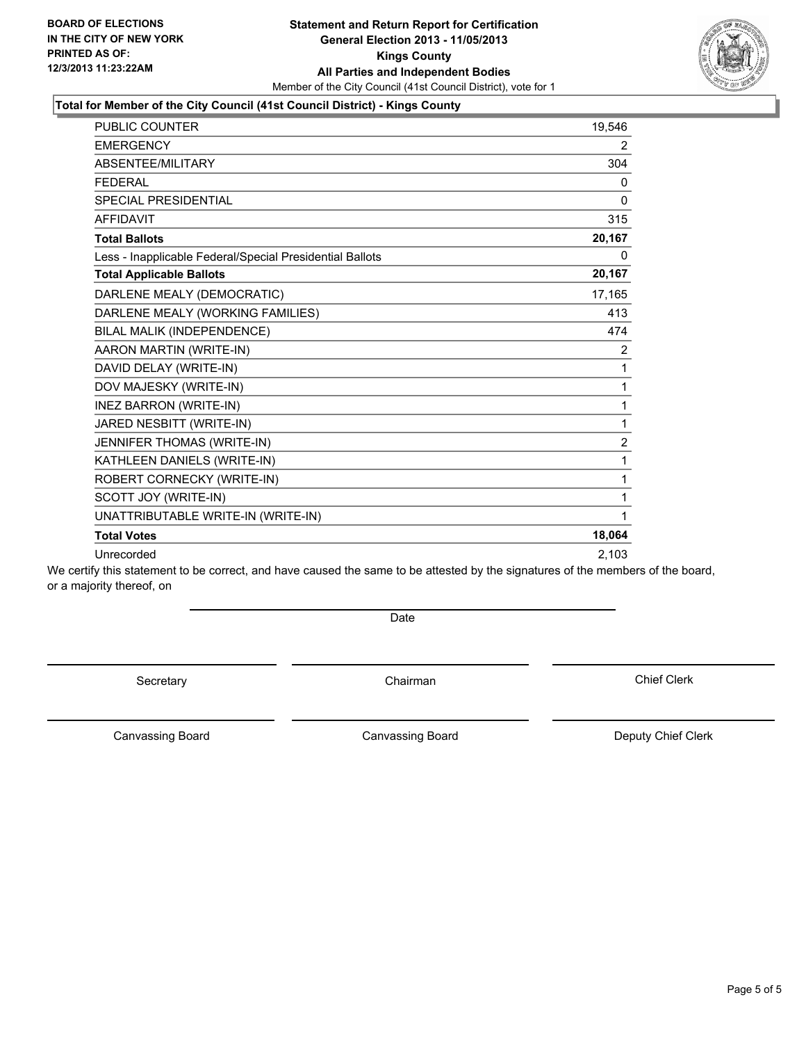**BOARD OF ELECTIONS IN THE CITY OF NEW YORK PRINTED AS OF: 12/3/2013 11:23:22AM**

**Statement and Return Report for Certification**
**General Election 2013 - 11/05/2013**
**Kings County**
**All Parties and Independent Bodies**
Member of the City Council (41st Council District), vote for 1

### Total for Member of the City Council (41st Council District) - Kings County

| | |
|---|---|
| PUBLIC COUNTER | 19,546 |
| EMERGENCY | 2 |
| ABSENTEE/MILITARY | 304 |
| FEDERAL | 0 |
| SPECIAL PRESIDENTIAL | 0 |
| AFFIDAVIT | 315 |
| **Total Ballots** | **20,167** |
| Less - Inapplicable Federal/Special Presidential Ballots | 0 |
| **Total Applicable Ballots** | **20,167** |
| DARLENE MEALY (DEMOCRATIC) | 17,165 |
| DARLENE MEALY (WORKING FAMILIES) | 413 |
| BILAL MALIK (INDEPENDENCE) | 474 |
| AARON MARTIN (WRITE-IN) | 2 |
| DAVID DELAY (WRITE-IN) | 1 |
| DOV MAJESKY (WRITE-IN) | 1 |
| INEZ BARRON (WRITE-IN) | 1 |
| JARED NESBITT (WRITE-IN) | 1 |
| JENNIFER THOMAS (WRITE-IN) | 2 |
| KATHLEEN DANIELS (WRITE-IN) | 1 |
| ROBERT CORNECKY (WRITE-IN) | 1 |
| SCOTT JOY (WRITE-IN) | 1 |
| UNATTRIBUTABLE WRITE-IN (WRITE-IN) | 1 |
| **Total Votes** | **18,064** |
| Unrecorded | 2,103 |

We certify this statement to be correct, and have caused the same to be attested by the signatures of the members of the board, or a majority thereof, on

Date

Secretary | Chairman | Chief Clerk

Canvassing Board | Canvassing Board | Deputy Chief Clerk